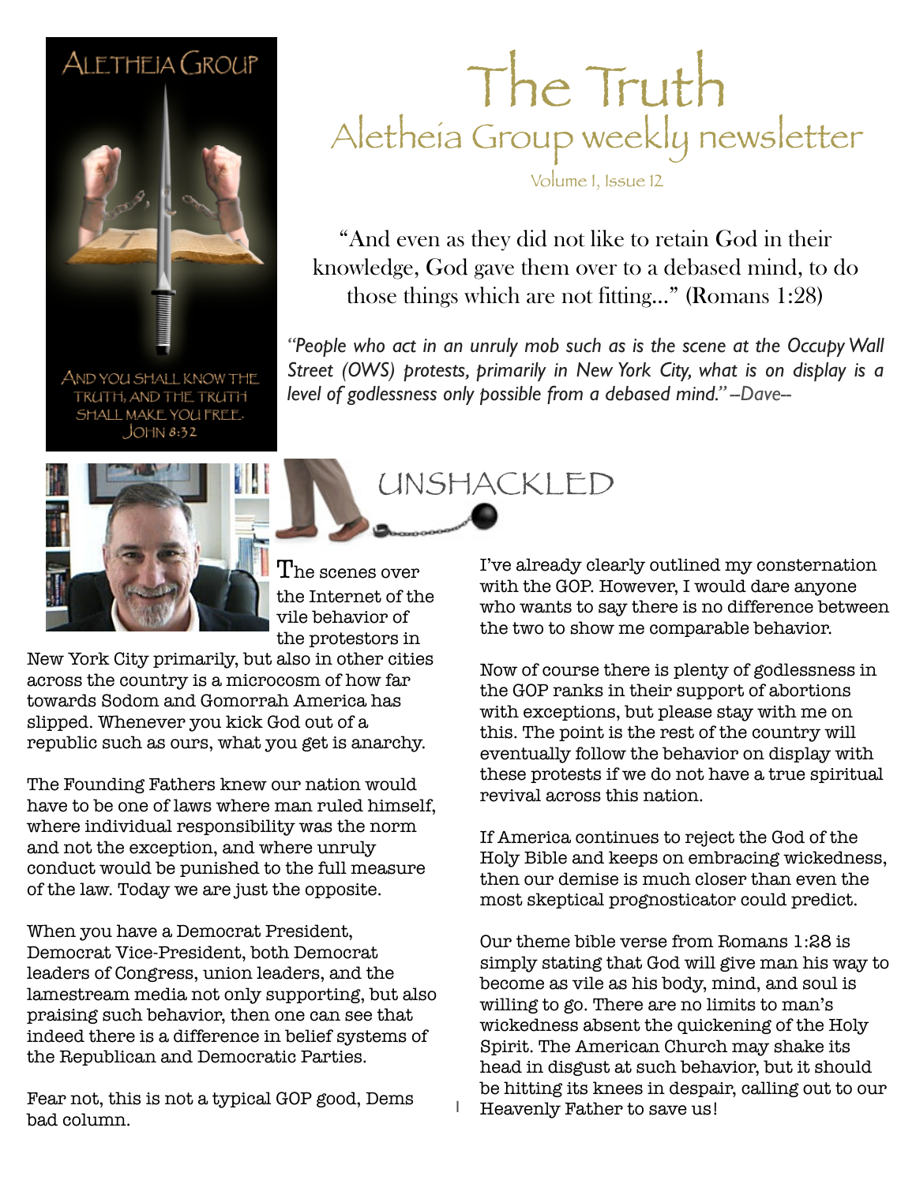ALETHEIA GROUP

AND YOU SHALL KNOW THE TRUTH, AND THE TRUTH SHALL MAKE YOU FREE. JOHN 8:32

# The Truth

## Aletheia Group weekly newsletter

Volume 1, Issue 12

"And even as they did not like to retain God in their knowledge, God gave them over to a debased mind, to do those things which are not fitting…" (Romans 1:28)

*"People who act in an unruly mob such as is the scene at the Occupy Wall Street (OWS) protests, primarily in New York City, what is on display is a level of godlessness only possible from a debased mind." –Dave--*

## UNSHACKLED

The scenes over the Internet of the vile behavior of the protestors in New York City primarily, but also in other cities across the country is a microcosm of how far towards Sodom and Gomorrah America has slipped. Whenever you kick God out of a republic such as ours, what you get is anarchy.

The Founding Fathers knew our nation would have to be one of laws where man ruled himself, where individual responsibility was the norm and not the exception, and where unruly conduct would be punished to the full measure of the law. Today we are just the opposite.

When you have a Democrat President, Democrat Vice-President, both Democrat leaders of Congress, union leaders, and the lamestream media not only supporting, but also praising such behavior, then one can see that indeed there is a difference in belief systems of the Republican and Democratic Parties.

Fear not, this is not a typical GOP good, Dems bad column.

I've already clearly outlined my consternation with the GOP. However, I would dare anyone who wants to say there is no difference between the two to show me comparable behavior.

Now of course there is plenty of godlessness in the GOP ranks in their support of abortions with exceptions, but please stay with me on this. The point is the rest of the country will eventually follow the behavior on display with these protests if we do not have a true spiritual revival across this nation.

If America continues to reject the God of the Holy Bible and keeps on embracing wickedness, then our demise is much closer than even the most skeptical prognosticator could predict.

Our theme bible verse from Romans 1:28 is simply stating that God will give man his way to become as vile as his body, mind, and soul is willing to go. There are no limits to man's wickedness absent the quickening of the Holy Spirit. The American Church may shake its head in disgust at such behavior, but it should be hitting its knees in despair, calling out to our Heavenly Father to save us!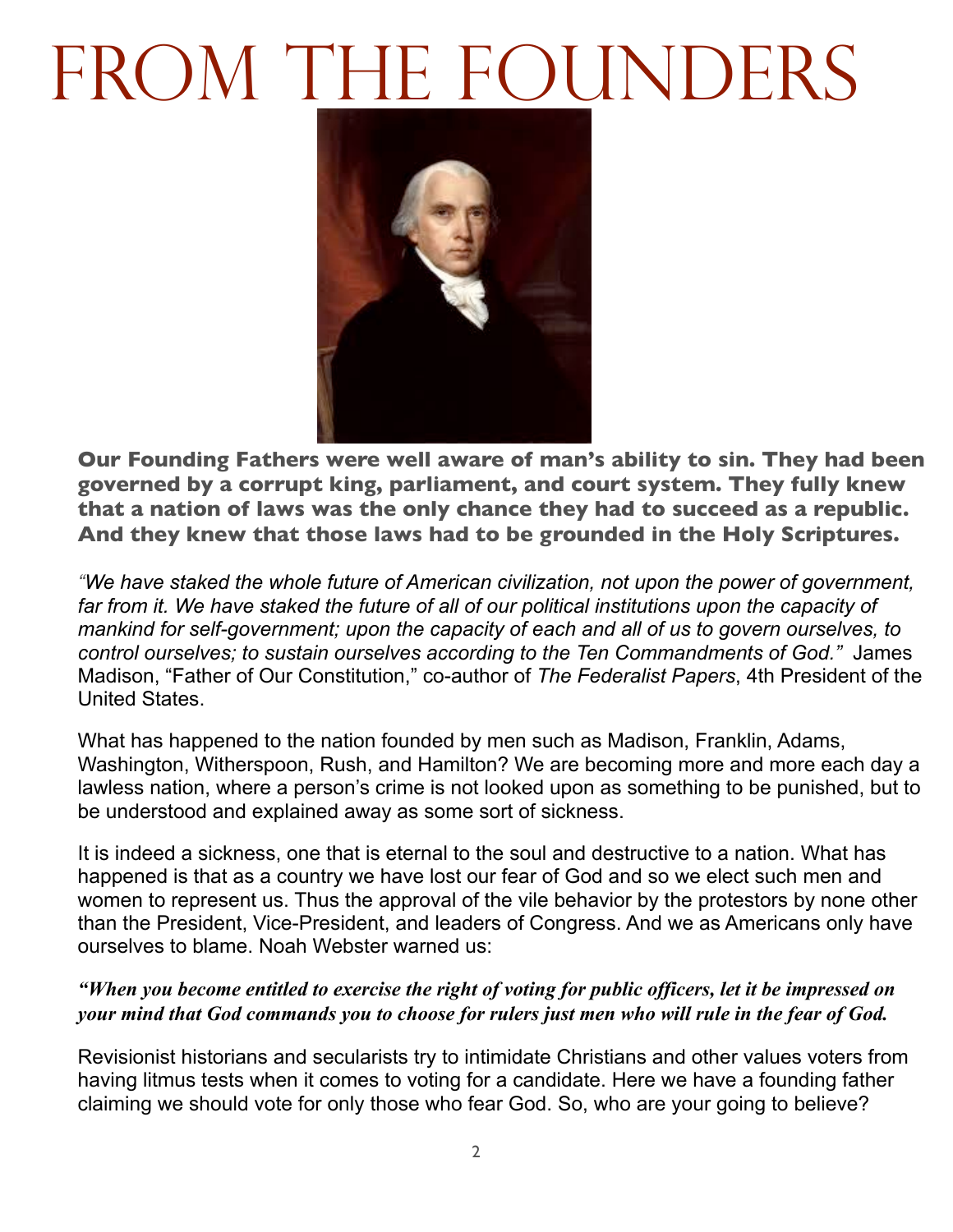# From the Founders

**Our Founding Fathers were well aware of man's ability to sin. They had been governed by a corrupt king, parliament, and court system. They fully knew that a nation of laws was the only chance they had to succeed as a republic. And they knew that those laws had to be grounded in the Holy Scriptures.**

*"We have staked the whole future of American civilization, not upon the power of government, far from it. We have staked the future of all of our political institutions upon the capacity of mankind for self-government; upon the capacity of each and all of us to govern ourselves, to control ourselves; to sustain ourselves according to the Ten Commandments of God."* James Madison, "Father of Our Constitution," co-author of *The Federalist Papers*, 4th President of the United States.

What has happened to the nation founded by men such as Madison, Franklin, Adams, Washington, Witherspoon, Rush, and Hamilton? We are becoming more and more each day a lawless nation, where a person's crime is not looked upon as something to be punished, but to be understood and explained away as some sort of sickness.

It is indeed a sickness, one that is eternal to the soul and destructive to a nation. What has happened is that as a country we have lost our fear of God and so we elect such men and women to represent us. Thus the approval of the vile behavior by the protestors by none other than the President, Vice-President, and leaders of Congress. And we as Americans only have ourselves to blame. Noah Webster warned us:

***"When you become entitled to exercise the right of voting for public officers, let it be impressed on your mind that God commands you to choose for rulers just men who will rule in the fear of God.***

Revisionist historians and secularists try to intimidate Christians and other values voters from having litmus tests when it comes to voting for a candidate. Here we have a founding father claiming we should vote for only those who fear God. So, who are your going to believe?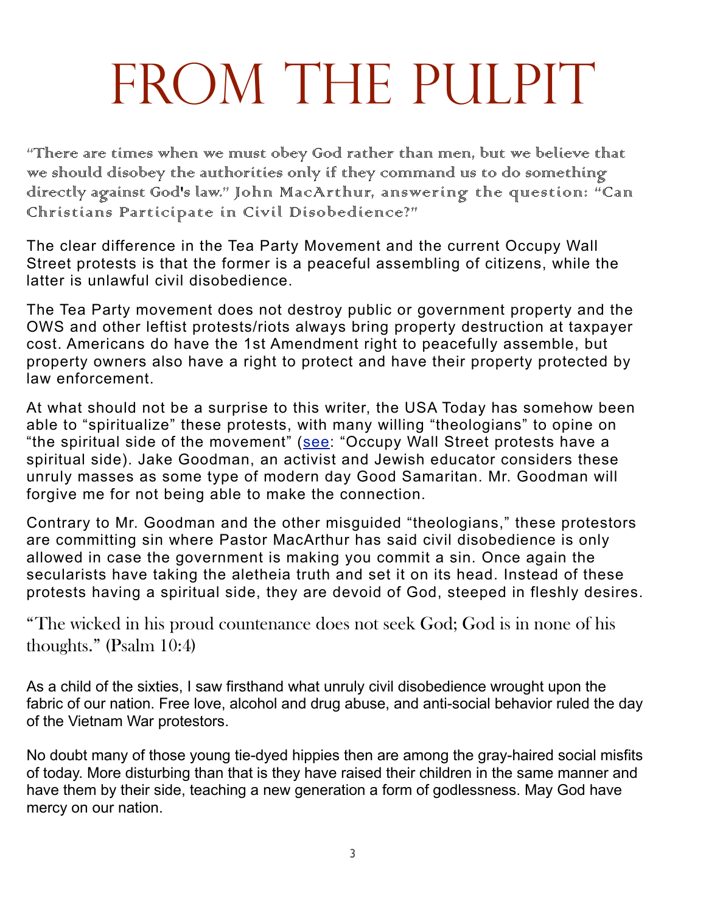# FROM THE PULPIT

"There are times when we must obey God rather than men, but we believe that we should disobey the authorities only if they command us to do something directly against God's law." John MacArthur, answering the question: "Can Christians Participate in Civil Disobedience?"

The clear difference in the Tea Party Movement and the current Occupy Wall Street protests is that the former is a peaceful assembling of citizens, while the latter is unlawful civil disobedience.

The Tea Party movement does not destroy public or government property and the OWS and other leftist protests/riots always bring property destruction at taxpayer cost. Americans do have the 1st Amendment right to peacefully assemble, but property owners also have a right to protect and have their property protected by law enforcement.

At what should not be a surprise to this writer, the USA Today has somehow been able to "spiritualize" these protests, with many willing "theologians" to opine on "the spiritual side of the movement" (see: "Occupy Wall Street protests have a spiritual side). Jake Goodman, an activist and Jewish educator considers these unruly masses as some type of modern day Good Samaritan. Mr. Goodman will forgive me for not being able to make the connection.

Contrary to Mr. Goodman and the other misguided "theologians," these protestors are committing sin where Pastor MacArthur has said civil disobedience is only allowed in case the government is making you commit a sin. Once again the secularists have taking the aletheia truth and set it on its head. Instead of these protests having a spiritual side, they are devoid of God, steeped in fleshly desires.

"The wicked in his proud countenance does not seek God; God is in none of his thoughts." (Psalm 10:4)

As a child of the sixties, I saw firsthand what unruly civil disobedience wrought upon the fabric of our nation. Free love, alcohol and drug abuse, and anti-social behavior ruled the day of the Vietnam War protestors.

No doubt many of those young tie-dyed hippies then are among the gray-haired social misfits of today. More disturbing than that is they have raised their children in the same manner and have them by their side, teaching a new generation a form of godlessness. May God have mercy on our nation.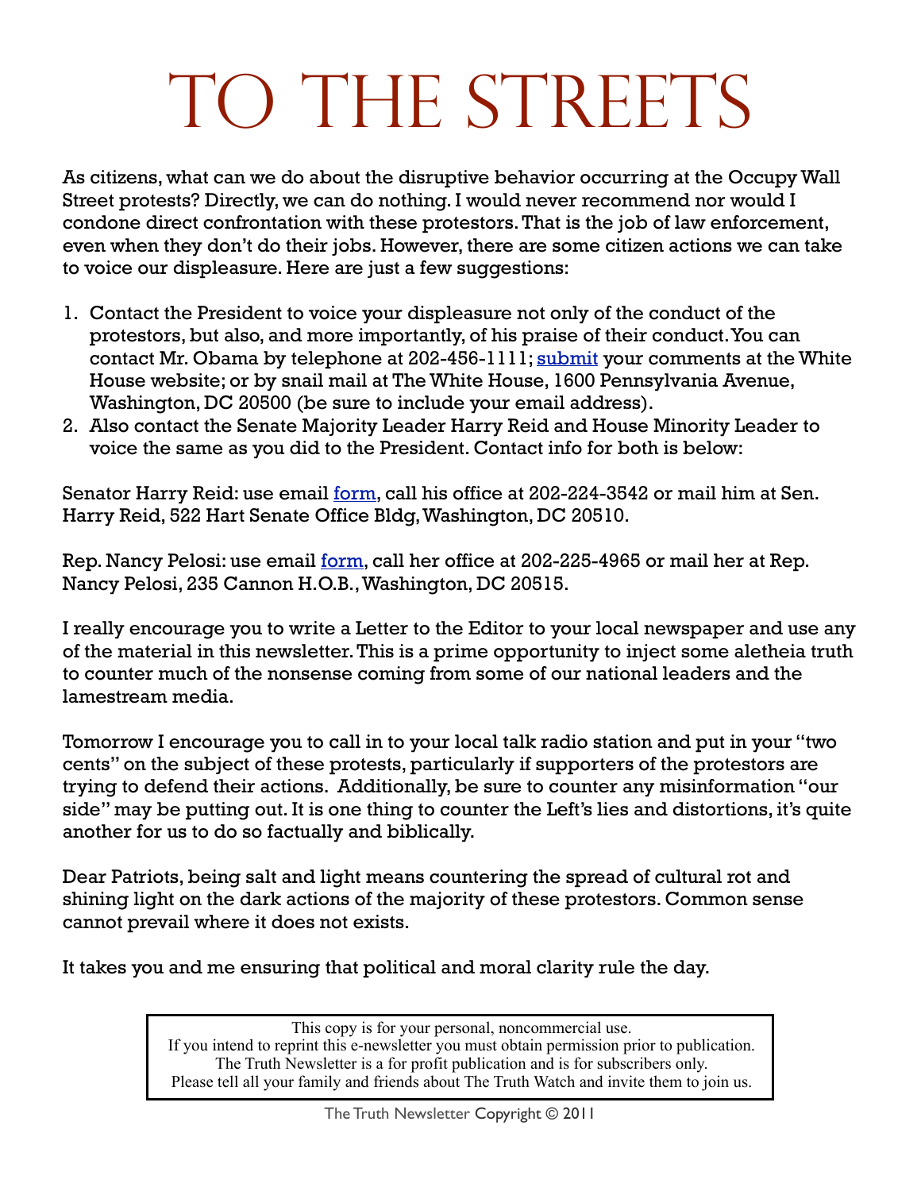# TO THE STREETS

As citizens, what can we do about the disruptive behavior occurring at the Occupy Wall Street protests? Directly, we can do nothing. I would never recommend nor would I condone direct confrontation with these protestors. That is the job of law enforcement, even when they don't do their jobs. However, there are some citizen actions we can take to voice our displeasure. Here are just a few suggestions:

1. Contact the President to voice your displeasure not only of the conduct of the protestors, but also, and more importantly, of his praise of their conduct. You can contact Mr. Obama by telephone at 202-456-1111; submit your comments at the White House website; or by snail mail at The White House, 1600 Pennsylvania Avenue, Washington, DC 20500 (be sure to include your email address).
2. Also contact the Senate Majority Leader Harry Reid and House Minority Leader to voice the same as you did to the President. Contact info for both is below:

Senator Harry Reid: use email form, call his office at 202-224-3542 or mail him at Sen. Harry Reid, 522 Hart Senate Office Bldg, Washington, DC 20510.

Rep. Nancy Pelosi: use email form, call her office at 202-225-4965 or mail her at Rep. Nancy Pelosi, 235 Cannon H.O.B., Washington, DC 20515.

I really encourage you to write a Letter to the Editor to your local newspaper and use any of the material in this newsletter. This is a prime opportunity to inject some aletheia truth to counter much of the nonsense coming from some of our national leaders and the lamestream media.

Tomorrow I encourage you to call in to your local talk radio station and put in your "two cents" on the subject of these protests, particularly if supporters of the protestors are trying to defend their actions. Additionally, be sure to counter any misinformation "our side" may be putting out. It is one thing to counter the Left's lies and distortions, it's quite another for us to do so factually and biblically.

Dear Patriots, being salt and light means countering the spread of cultural rot and shining light on the dark actions of the majority of these protestors. Common sense cannot prevail where it does not exists.

It takes you and me ensuring that political and moral clarity rule the day.

This copy is for your personal, noncommercial use.
If you intend to reprint this e-newsletter you must obtain permission prior to publication.
The Truth Newsletter is a for profit publication and is for subscribers only.
Please tell all your family and friends about The Truth Watch and invite them to join us.

The Truth Newsletter Copyright © 2011